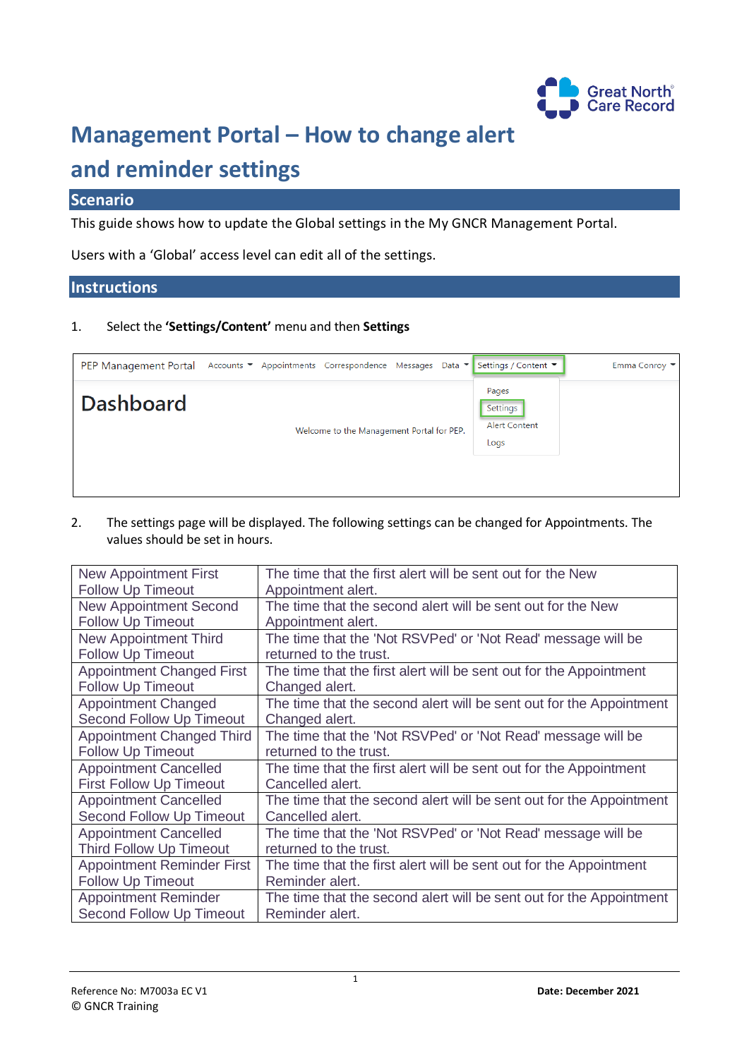# Management Portal – How to change alert and reminder settings

## Scenario

This guide shows how to update the Global settings in the My GNCR Management Portal.

Users with a 'Global' access level can edit all of the settings.

## Instructions

1. Select the **'Settings/Content'** menu and then **Settings**

2. The settings page will be displayed. The following settings can be changed for Appointments. The values should be set in hours.

| | |
|---|---|
| New Appointment First Follow Up Timeout | The time that the first alert will be sent out for the New Appointment alert. |
| New Appointment Second Follow Up Timeout | The time that the second alert will be sent out for the New Appointment alert. |
| New Appointment Third Follow Up Timeout | The time that the 'Not RSVPed' or 'Not Read' message will be returned to the trust. |
| Appointment Changed First Follow Up Timeout | The time that the first alert will be sent out for the Appointment Changed alert. |
| Appointment Changed Second Follow Up Timeout | The time that the second alert will be sent out for the Appointment Changed alert. |
| Appointment Changed Third Follow Up Timeout | The time that the 'Not RSVPed' or 'Not Read' message will be returned to the trust. |
| Appointment Cancelled First Follow Up Timeout | The time that the first alert will be sent out for the Appointment Cancelled alert. |
| Appointment Cancelled Second Follow Up Timeout | The time that the second alert will be sent out for the Appointment Cancelled alert. |
| Appointment Cancelled Third Follow Up Timeout | The time that the 'Not RSVPed' or 'Not Read' message will be returned to the trust. |
| Appointment Reminder First Follow Up Timeout | The time that the first alert will be sent out for the Appointment Reminder alert. |
| Appointment Reminder Second Follow Up Timeout | The time that the second alert will be sent out for the Appointment Reminder alert. |

Reference No: M7003a EC V1
© GNCR Training

**Date: December 2021**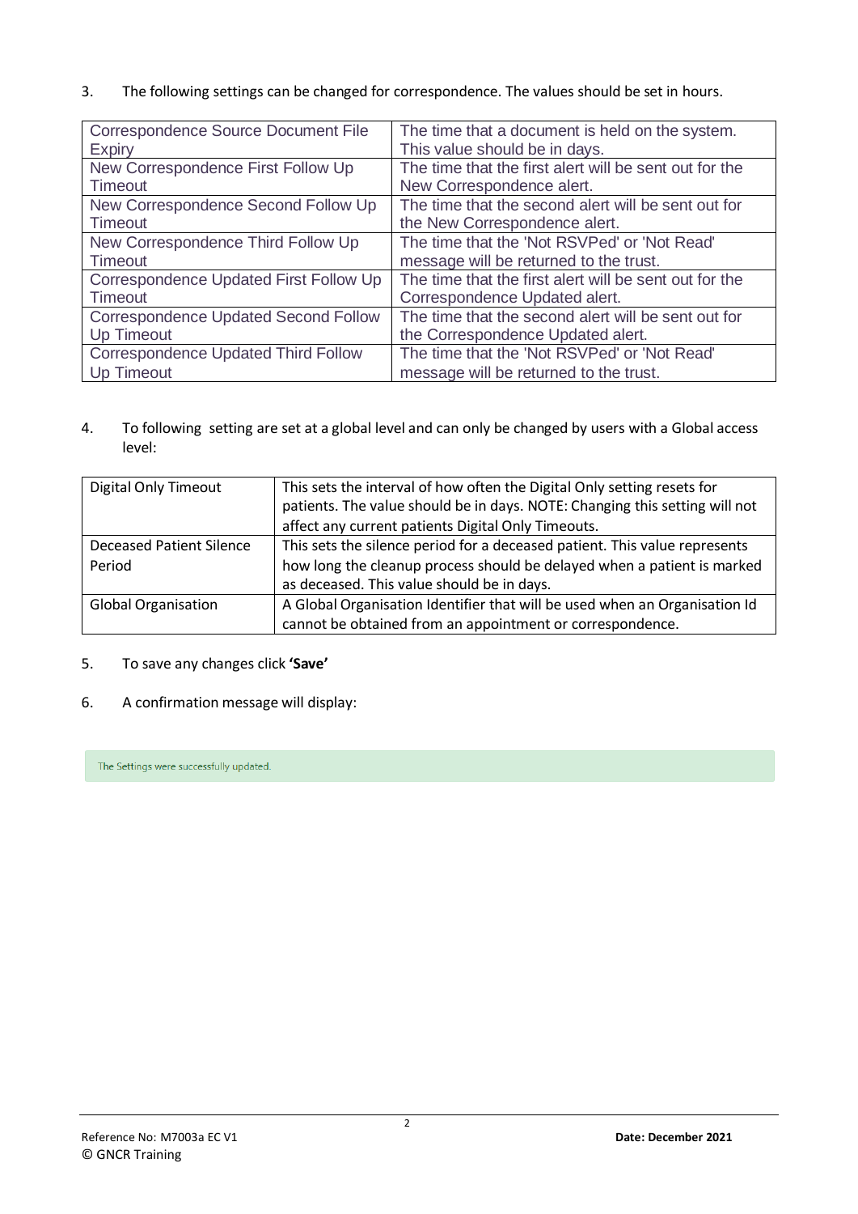3. The following settings can be changed for correspondence. The values should be set in hours.

| | |
|---|---|
| Correspondence Source Document File Expiry | The time that a document is held on the system. This value should be in days. |
| New Correspondence First Follow Up Timeout | The time that the first alert will be sent out for the New Correspondence alert. |
| New Correspondence Second Follow Up Timeout | The time that the second alert will be sent out for the New Correspondence alert. |
| New Correspondence Third Follow Up Timeout | The time that the 'Not RSVPed' or 'Not Read' message will be returned to the trust. |
| Correspondence Updated First Follow Up Timeout | The time that the first alert will be sent out for the Correspondence Updated alert. |
| Correspondence Updated Second Follow Up Timeout | The time that the second alert will be sent out for the Correspondence Updated alert. |
| Correspondence Updated Third Follow Up Timeout | The time that the 'Not RSVPed' or 'Not Read' message will be returned to the trust. |

4. To following setting are set at a global level and can only be changed by users with a Global access level:

| | |
|---|---|
| Digital Only Timeout | This sets the interval of how often the Digital Only setting resets for patients. The value should be in days. NOTE: Changing this setting will not affect any current patients Digital Only Timeouts. |
| Deceased Patient Silence Period | This sets the silence period for a deceased patient. This value represents how long the cleanup process should be delayed when a patient is marked as deceased. This value should be in days. |
| Global Organisation | A Global Organisation Identifier that will be used when an Organisation Id cannot be obtained from an appointment or correspondence. |

5. To save any changes click **'Save'**

6. A confirmation message will display:

The Settings were successfully updated.

Reference No: M7003a EC V1
© GNCR Training

**Date: December 2021**